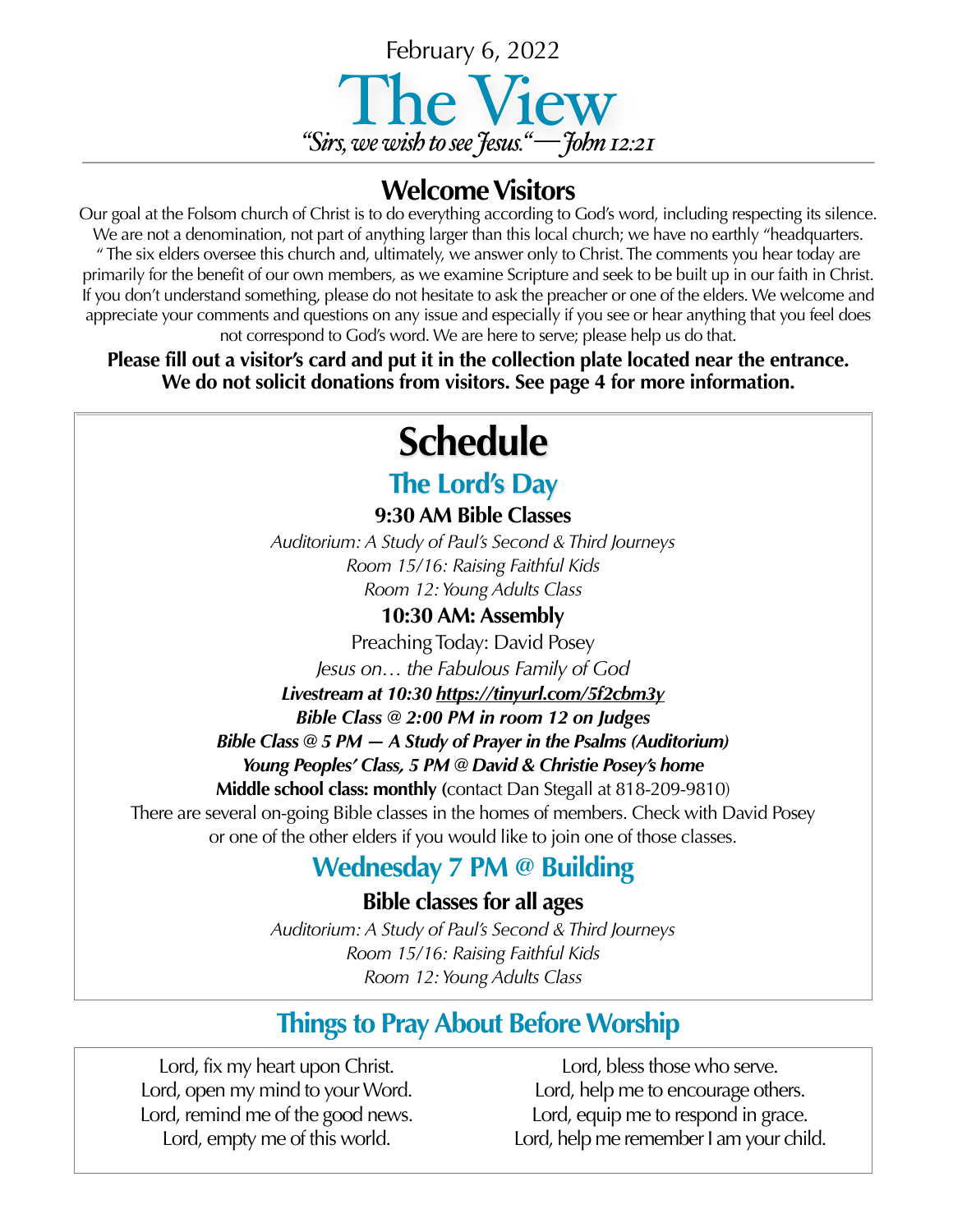February 6, 2022

# The View

*"Sirs, we wish to see Jesus."—John 12:21*

## Welcome Visitors

Our goal at the Folsom church of Christ is to do everything according to God's word, including respecting its silence. We are not a denomination, not part of anything larger than this local church; we have no earthly "headquarters." The six elders oversee this church and, ultimately, we answer only to Christ. The comments you hear today are primarily for the benefit of our own members, as we examine Scripture and seek to be built up in our faith in Christ. If you don't understand something, please do not hesitate to ask the preacher or one of the elders. We welcome and appreciate your comments and questions on any issue and especially if you see or hear anything that you feel does not correspond to God's word. We are here to serve; please help us do that.

**Please fill out a visitor's card and put it in the collection plate located near the entrance. We do not solicit donations from visitors. See page 4 for more information.**

# Schedule

## The Lord's Day

**9:30 AM Bible Classes**

*Auditorium: A Study of Paul's Second & Third Journeys*
*Room 15/16: Raising Faithful Kids*
*Room 12: Young Adults Class*

**10:30 AM: Assembly**

Preaching Today: David Posey
*Jesus on… the Fabulous Family of God*

***Livestream at 10:30 https://tinyurl.com/5f2cbm3y***
***Bible Class @ 2:00 PM in room 12 on Judges***
***Bible Class @ 5 PM — A Study of Prayer in the Psalms (Auditorium)***
***Young Peoples' Class, 5 PM @ David & Christie Posey's home***
**Middle school class: monthly** (contact Dan Stegall at 818-209-9810)

There are several on-going Bible classes in the homes of members. Check with David Posey or one of the other elders if you would like to join one of those classes.

## Wednesday 7 PM @ Building

**Bible classes for all ages**

*Auditorium: A Study of Paul's Second & Third Journeys*
*Room 15/16: Raising Faithful Kids*
*Room 12: Young Adults Class*

## Things to Pray About Before Worship

Lord, fix my heart upon Christ.
Lord, open my mind to your Word.
Lord, remind me of the good news.
Lord, empty me of this world.

Lord, bless those who serve.
Lord, help me to encourage others.
Lord, equip me to respond in grace.
Lord, help me remember I am your child.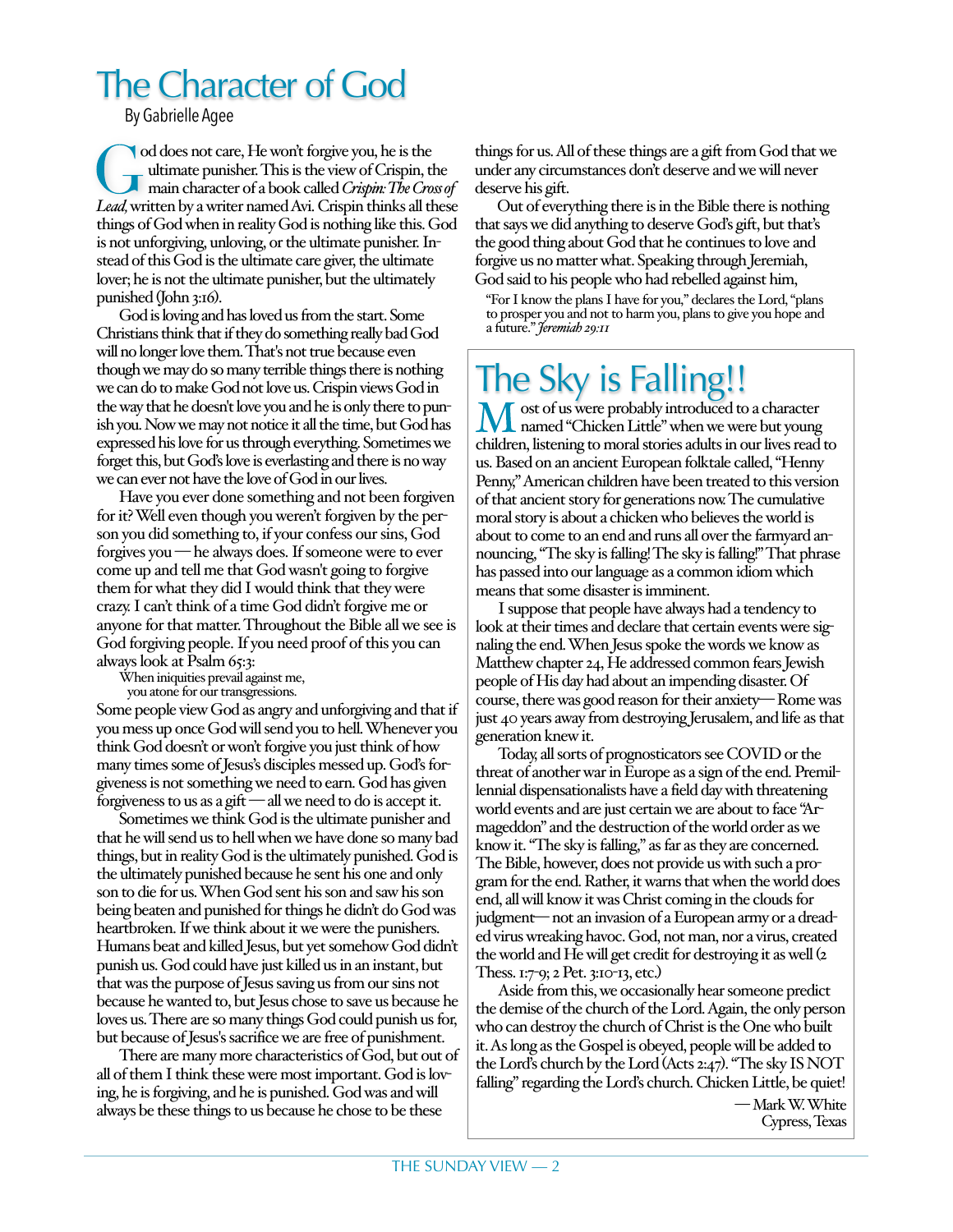# The Character of God

By Gabrielle Agee

God does not care, He won't forgive you, he is the ultimate punisher. This is the view of Crispin, the main character of a book called *Crispin: The Cross of Lead,* written by a writer named Avi. Crispin thinks all these things of God when in reality God is nothing like this. God is not unforgiving, unloving, or the ultimate punisher. Instead of this God is the ultimate care giver, the ultimate lover; he is not the ultimate punisher, but the ultimately punished (John 3:16).

God is loving and has loved us from the start. Some Christians think that if they do something really bad God will no longer love them. That's not true because even though we may do so many terrible things there is nothing we can do to make God not love us. Crispin views God in the way that he doesn't love you and he is only there to punish you. Now we may not notice it all the time, but God has expressed his love for us through everything. Sometimes we forget this, but God's love is everlasting and there is no way we can ever not have the love of God in our lives.

Have you ever done something and not been forgiven for it? Well even though you weren't forgiven by the person you did something to, if your confess our sins, God forgives you — he always does. If someone were to ever come up and tell me that God wasn't going to forgive them for what they did I would think that they were crazy. I can't think of a time God didn't forgive me or anyone for that matter. Throughout the Bible all we see is God forgiving people. If you need proof of this you can always look at Psalm 65:3:

> When iniquities prevail against me,
> you atone for our transgressions.

Some people view God as angry and unforgiving and that if you mess up once God will send you to hell. Whenever you think God doesn't or won't forgive you just think of how many times some of Jesus's disciples messed up. God's forgiveness is not something we need to earn. God has given forgiveness to us as a gift — all we need to do is accept it.

Sometimes we think God is the ultimate punisher and that he will send us to hell when we have done so many bad things, but in reality God is the ultimately punished. God is the ultimately punished because he sent his one and only son to die for us. When God sent his son and saw his son being beaten and punished for things he didn't do God was heartbroken. If we think about it we were the punishers. Humans beat and killed Jesus, but yet somehow God didn't punish us. God could have just killed us in an instant, but that was the purpose of Jesus saving us from our sins not because he wanted to, but Jesus chose to save us because he loves us. There are so many things God could punish us for, but because of Jesus's sacrifice we are free of punishment.

There are many more characteristics of God, but out of all of them I think these were most important. God is loving, he is forgiving, and he is punished. God was and will always be these things to us because he chose to be these things for us. All of these things are a gift from God that we under any circumstances don't deserve and we will never deserve his gift.

Out of everything there is in the Bible there is nothing that says we did anything to deserve God's gift, but that's the good thing about God that he continues to love and forgive us no matter what. Speaking through Jeremiah, God said to his people who had rebelled against him,

> "For I know the plans I have for you," declares the Lord, "plans to prosper you and not to harm you, plans to give you hope and a future." *Jeremiah 29:11*

# The Sky is Falling!!

Most of us were probably introduced to a character named "Chicken Little" when we were but young children, listening to moral stories adults in our lives read to us. Based on an ancient European folktale called, "Henny Penny," American children have been treated to this version of that ancient story for generations now. The cumulative moral story is about a chicken who believes the world is about to come to an end and runs all over the farmyard announcing, "The sky is falling! The sky is falling!" That phrase has passed into our language as a common idiom which means that some disaster is imminent.

I suppose that people have always had a tendency to look at their times and declare that certain events were signaling the end. When Jesus spoke the words we know as Matthew chapter 24, He addressed common fears Jewish people of His day had about an impending disaster. Of course, there was good reason for their anxiety— Rome was just 40 years away from destroying Jerusalem, and life as that generation knew it.

Today, all sorts of prognosticators see COVID or the threat of another war in Europe as a sign of the end. Premillennial dispensationalists have a field day with threatening world events and are just certain we are about to face "Armageddon" and the destruction of the world order as we know it. "The sky is falling," as far as they are concerned. The Bible, however, does not provide us with such a program for the end. Rather, it warns that when the world does end, all will know it was Christ coming in the clouds for judgment— not an invasion of a European army or a dreaded virus wreaking havoc. God, not man, nor a virus, created the world and He will get credit for destroying it as well (2 Thess. 1:7-9; 2 Pet. 3:10-13, etc.)

Aside from this, we occasionally hear someone predict the demise of the church of the Lord. Again, the only person who can destroy the church of Christ is the One who built it. As long as the Gospel is obeyed, people will be added to the Lord's church by the Lord (Acts 2:47). "The sky IS NOT falling" regarding the Lord's church. Chicken Little, be quiet!

— Mark W. White
Cypress, Texas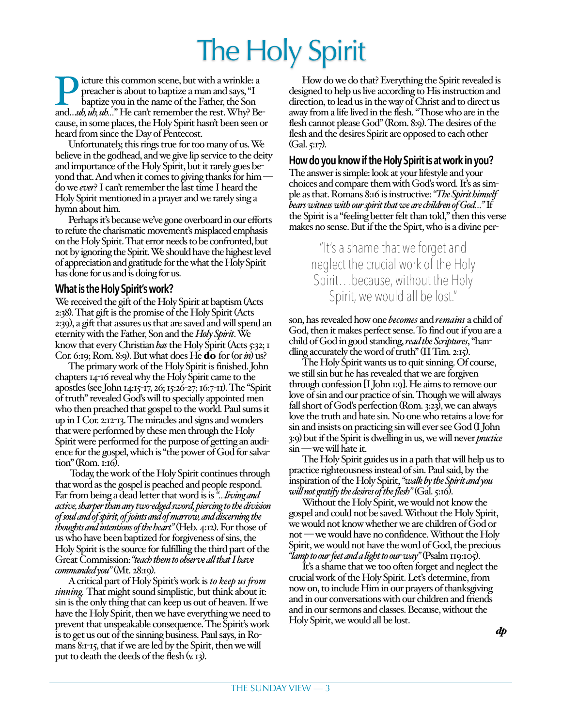# The Holy Spirit

Picture this common scene, but with a wrinkle: a preacher is about to baptize a man and says, "I baptize you in the name of the Father, the Son and…*uh, uh, uh…*" He can't remember the rest. Why? Because, in some places, the Holy Spirit hasn't been seen or heard from since the Day of Pentecost.

Unfortunately, this rings true for too many of us. We believe in the godhead, and we give lip service to the deity and importance of the Holy Spirit, but it rarely goes beyond that. And when it comes to giving thanks for him — do we *ever*? I can't remember the last time I heard the Holy Spirit mentioned in a prayer and we rarely sing a hymn about him.

Perhaps it's because we've gone overboard in our efforts to refute the charismatic movement's misplaced emphasis on the Holy Spirit. That error needs to be confronted, but not by ignoring the Spirit. We should have the highest level of appreciation and gratitude for the what the Holy Spirit has done for us and is doing for us.

## What is the Holy Spirit's work?

We received the gift of the Holy Spirit at baptism (Acts 2:38). That gift is the promise of the Holy Spirit (Acts 2:39), a gift that assures us that are saved and will spend an eternity with the Father, Son and the *Holy Spirit*. We know that every Christian *has* the Holy Spirit (Acts 5:32; I Cor. 6:19; Rom. 8:9). But what does He **do** for (or *in*) us?

The primary work of the Holy Spirit is finished. John chapters 14-16 reveal why the Holy Spirit came to the apostles (see John 14:15-17, 26; 15:26-27; 16:7-11). The "Spirit of truth" revealed God's will to specially appointed men who then preached that gospel to the world. Paul sums it up in I Cor. 2:12-13. The miracles and signs and wonders that were performed by these men through the Holy Spirit were performed for the purpose of getting an audience for the gospel, which is "the power of God for salvation" (Rom. 1:16).

Today, the work of the Holy Spirit continues through that word as the gospel is peached and people respond. Far from being a dead letter that word is is *"…living and active, sharper than any two-edged sword, piercing to the division of soul and of spirit, of joints and of marrow, and discerning the thoughts and intentions of the heart"* (Heb. 4:12). For those of us who have been baptized for forgiveness of sins, the Holy Spirit is the source for fulfilling the third part of the Great Commission: *"teach them to observe all that I have commanded you"* (Mt. 28:19).

A critical part of Holy Spirit's work is *to keep us from sinning.* That might sound simplistic, but think about it: sin is the only thing that can keep us out of heaven. If we have the Holy Spirit, then we have everything we need to prevent that unspeakable consequence. The Spirit's work is to get us out of the sinning business. Paul says, in Romans 8:1-15, that if we are led by the Spirit, then we will put to death the deeds of the flesh (v. 13).

How do we do that? Everything the Spirit revealed is designed to help us live according to His instruction and direction, to lead us in the way of Christ and to direct us away from a life lived in the flesh. "Those who are in the flesh cannot please God" (Rom. 8:9). The desires of the flesh and the desires Spirit are opposed to each other (Gal. 5:17).

## How do you know if the Holy Spirit is at work in you?

The answer is simple: look at your lifestyle and your choices and compare them with God's word. It's as simple as that. Romans 8:16 is instructive: *"The Spirit himself bears witness with our spirit that we are children of God…"* If the Spirit is a "feeling better felt than told," then this verse makes no sense. But if the the Spirt, who is a divine person, has revealed how one *becomes* and *remains* a child of God, then it makes perfect sense. To find out if you are a child of God in good standing, *read the Scriptures*, "handling accurately the word of truth" (II Tim. 2:15).

> "It's a shame that we forget and neglect the crucial work of the Holy Spirit…because, without the Holy Spirit, we would all be lost."

The Holy Spirit wants us to quit sinning. Of course, we still sin but he has revealed that we are forgiven through confession [I John 1:9]. He aims to remove our love of sin and our practice of sin. Though we will always fall short of God's perfection (Rom. 3:23), we can always love the truth and hate sin. No one who retains a love for sin and insists on practicing sin will ever see God (I John 3:9) but if the Spirit is dwelling in us, we will never *practice* sin — we will hate it.

The Holy Spirit guides us in a path that will help us to practice righteousness instead of sin. Paul said, by the inspiration of the Holy Spirit, *"walk by the Spirit and you will not gratify the desires of the flesh"* (Gal. 5:16).

Without the Holy Spirit, we would not know the gospel and could not be saved. Without the Holy Spirit, we would not know whether we are children of God or not — we would have no confidence. Without the Holy Spirit, we would not have the word of God, the precious *"lamp to our feet and a light to our way"* (Psalm 119:105).

It's a shame that we too often forget and neglect the crucial work of the Holy Spirit. Let's determine, from now on, to include Him in our prayers of thanksgiving and in our conversations with our children and friends and in our sermons and classes. Because, without the Holy Spirit, we would all be lost.

***dp***